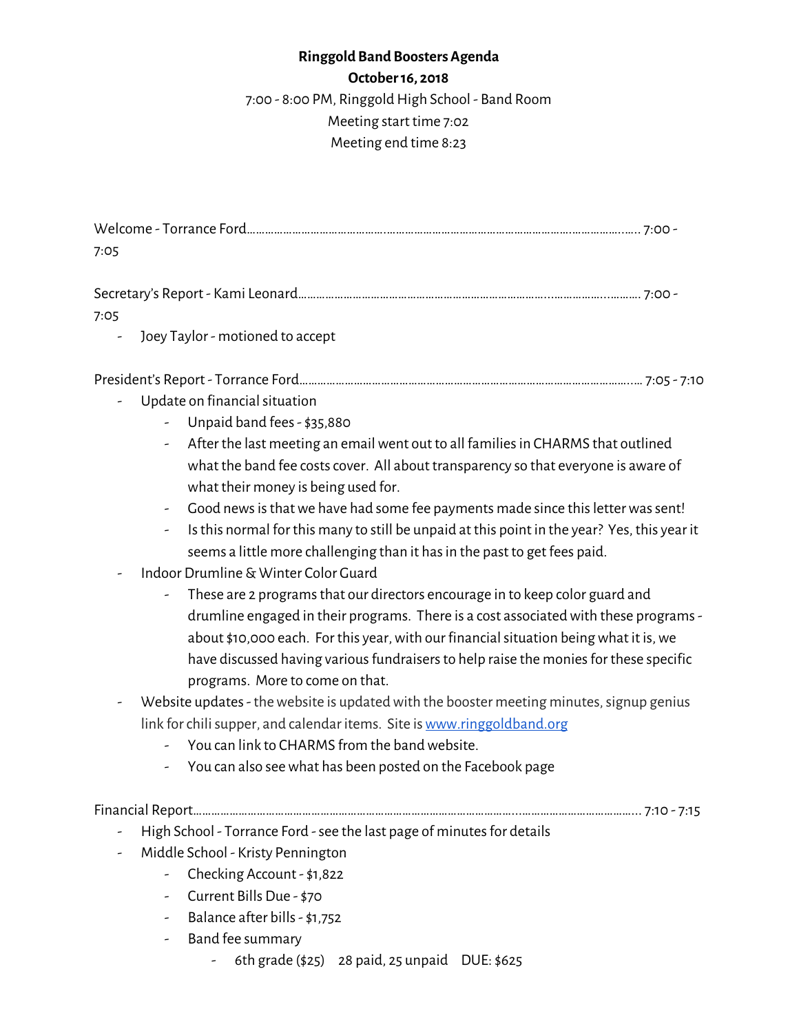**Ringgold Band Boosters Agenda**

**October 16, 2018**

7:00 - 8:00 PM, Ringgold High School - Band Room

Meeting start time 7:02

Meeting end time 8:23

Welcome - Torrance Ford…………………………………………………………………………………………………… 7:00 - 7:05

Secretary's Report - Kami Leonard…………………………………………………………………………………… 7:00 - 7:05

- Joey Taylor - motioned to accept

President's Report - Torrance Ford………………………………………………………………………………… 7:05 - 7:10

- Update on financial situation
  - Unpaid band fees - $35,880
  - After the last meeting an email went out to all families in CHARMS that outlined what the band fee costs cover. All about transparency so that everyone is aware of what their money is being used for.
  - Good news is that we have had some fee payments made since this letter was sent!
  - Is this normal for this many to still be unpaid at this point in the year? Yes, this year it seems a little more challenging than it has in the past to get fees paid.
- Indoor Drumline & Winter Color Guard
  - These are 2 programs that our directors encourage in to keep color guard and drumline engaged in their programs. There is a cost associated with these programs - about $10,000 each. For this year, with our financial situation being what it is, we have discussed having various fundraisers to help raise the monies for these specific programs. More to come on that.
- Website updates - the website is updated with the booster meeting minutes, signup genius link for chili supper, and calendar items. Site is [www.ringgoldband.org](http://www.ringgoldband.org)
  - You can link to CHARMS from the band website.
  - You can also see what has been posted on the Facebook page

Financial Report…………………………………………………………………………………………………………… 7:10 - 7:15

- High School - Torrance Ford - see the last page of minutes for details
- Middle School - Kristy Pennington
  - Checking Account - $1,822
  - Current Bills Due - $70
  - Balance after bills - $1,752
  - Band fee summary
    - 6th grade ($25)   28 paid, 25 unpaid   DUE: $625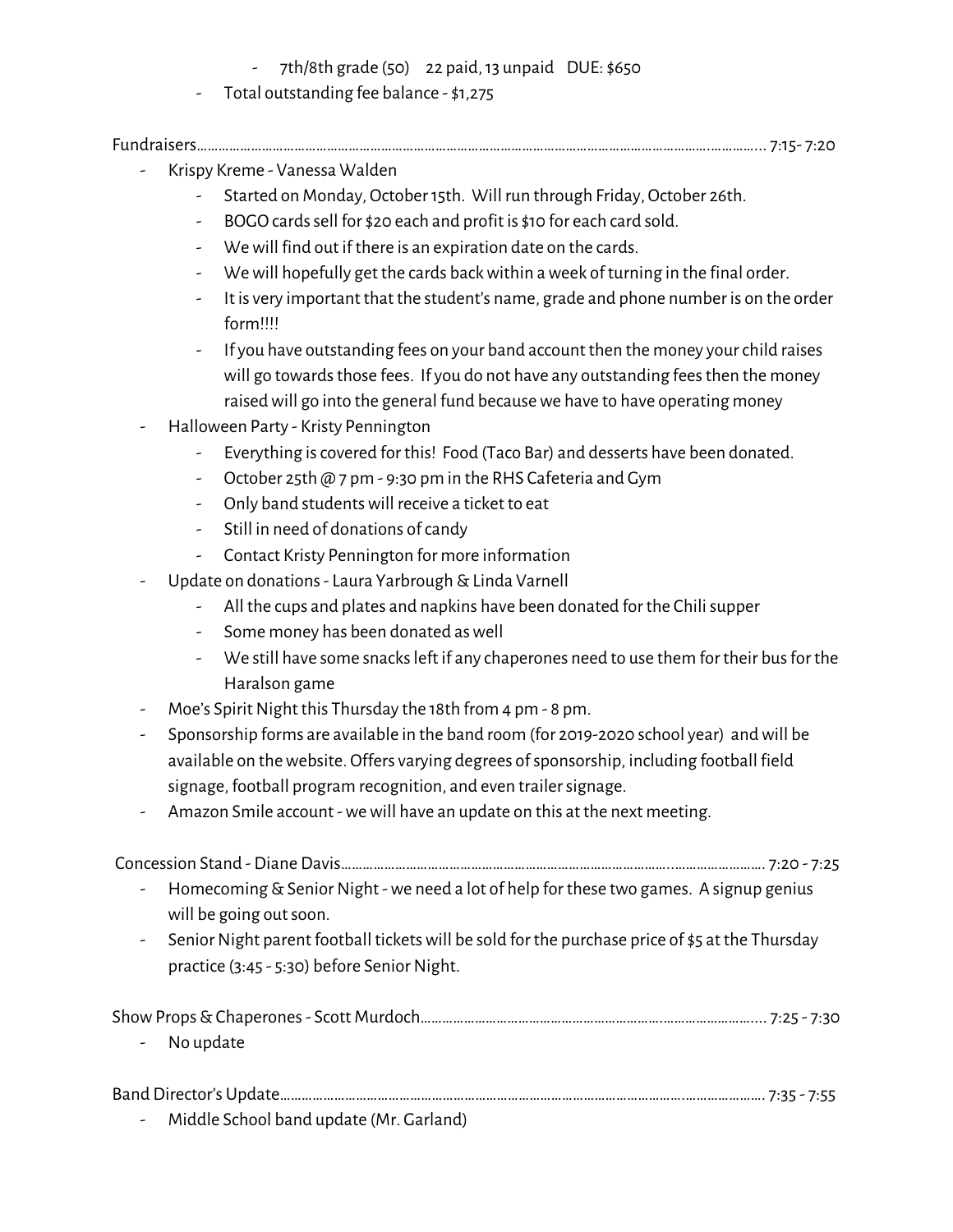- 7th/8th grade (50) 22 paid, 13 unpaid DUE: $650
- Total outstanding fee balance - $1,275

Fundraisers…………………………………………………………………………………………………………………… 7:15- 7:20

- Krispy Kreme - Vanessa Walden
  - Started on Monday, October 15th. Will run through Friday, October 26th.
  - BOGO cards sell for $20 each and profit is $10 for each card sold.
  - We will find out if there is an expiration date on the cards.
  - We will hopefully get the cards back within a week of turning in the final order.
  - It is very important that the student's name, grade and phone number is on the order form!!!!
  - If you have outstanding fees on your band account then the money your child raises will go towards those fees. If you do not have any outstanding fees then the money raised will go into the general fund because we have to have operating money
- Halloween Party - Kristy Pennington
  - Everything is covered for this! Food (Taco Bar) and desserts have been donated.
  - October 25th @ 7 pm - 9:30 pm in the RHS Cafeteria and Gym
  - Only band students will receive a ticket to eat
  - Still in need of donations of candy
  - Contact Kristy Pennington for more information
- Update on donations - Laura Yarbrough & Linda Varnell
  - All the cups and plates and napkins have been donated for the Chili supper
  - Some money has been donated as well
  - We still have some snacks left if any chaperones need to use them for their bus for the Haralson game
- Moe's Spirit Night this Thursday the 18th from 4 pm - 8 pm.
- Sponsorship forms are available in the band room (for 2019-2020 school year) and will be available on the website. Offers varying degrees of sponsorship, including football field signage, football program recognition, and even trailer signage.
- Amazon Smile account - we will have an update on this at the next meeting.

Concession Stand - Diane Davis…………………………………………………………………………………… 7:20 - 7:25

- Homecoming & Senior Night - we need a lot of help for these two games. A signup genius will be going out soon.
- Senior Night parent football tickets will be sold for the purchase price of $5 at the Thursday practice (3:45 - 5:30) before Senior Night.

Show Props & Chaperones - Scott Murdoch………………………………………………………………………… 7:25 - 7:30

- No update

Band Director's Update…………………………………………………………………………………………………… 7:35 - 7:55

- Middle School band update (Mr. Garland)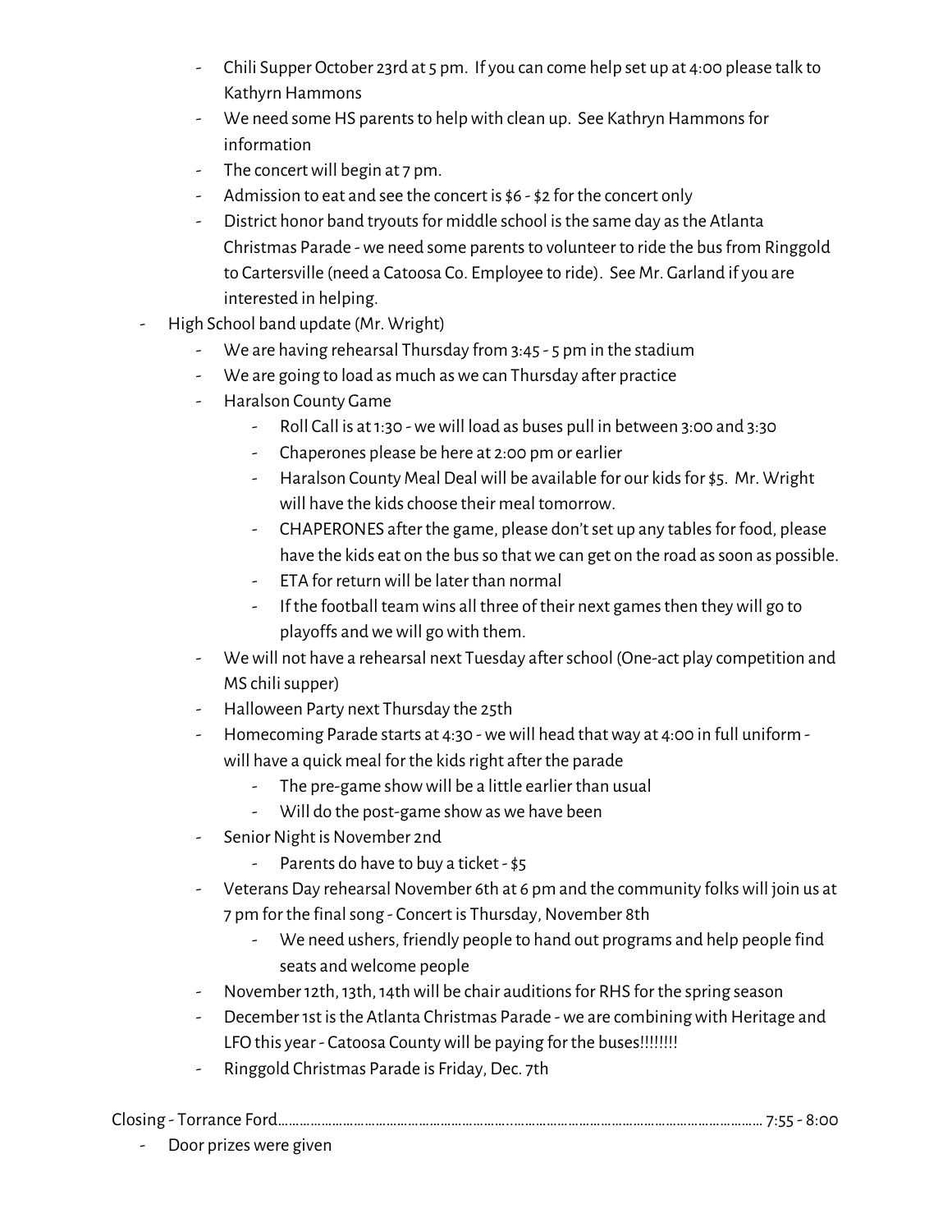- Chili Supper October 23rd at 5 pm. If you can come help set up at 4:00 please talk to Kathyrn Hammons
    - We need some HS parents to help with clean up. See Kathryn Hammons for information
    - The concert will begin at 7 pm.
    - Admission to eat and see the concert is $6 - $2 for the concert only
    - District honor band tryouts for middle school is the same day as the Atlanta Christmas Parade - we need some parents to volunteer to ride the bus from Ringgold to Cartersville (need a Catoosa Co. Employee to ride). See Mr. Garland if you are interested in helping.
- High School band update (Mr. Wright)
    - We are having rehearsal Thursday from 3:45 - 5 pm in the stadium
    - We are going to load as much as we can Thursday after practice
    - Haralson County Game
        - Roll Call is at 1:30 - we will load as buses pull in between 3:00 and 3:30
        - Chaperones please be here at 2:00 pm or earlier
        - Haralson County Meal Deal will be available for our kids for $5. Mr. Wright will have the kids choose their meal tomorrow.
        - CHAPERONES after the game, please don't set up any tables for food, please have the kids eat on the bus so that we can get on the road as soon as possible.
        - ETA for return will be later than normal
        - If the football team wins all three of their next games then they will go to playoffs and we will go with them.
    - We will not have a rehearsal next Tuesday after school (One-act play competition and MS chili supper)
    - Halloween Party next Thursday the 25th
    - Homecoming Parade starts at 4:30 - we will head that way at 4:00 in full uniform - will have a quick meal for the kids right after the parade
        - The pre-game show will be a little earlier than usual
        - Will do the post-game show as we have been
    - Senior Night is November 2nd
        - Parents do have to buy a ticket - $5
    - Veterans Day rehearsal November 6th at 6 pm and the community folks will join us at 7 pm for the final song - Concert is Thursday, November 8th
        - We need ushers, friendly people to hand out programs and help people find seats and welcome people
    - November 12th, 13th, 14th will be chair auditions for RHS for the spring season
    - December 1st is the Atlanta Christmas Parade - we are combining with Heritage and LFO this year - Catoosa County will be paying for the buses!!!!!!!!
    - Ringgold Christmas Parade is Friday, Dec. 7th

Closing - Torrance Ford.......................................................................................................... 7:55 - 8:00

- Door prizes were given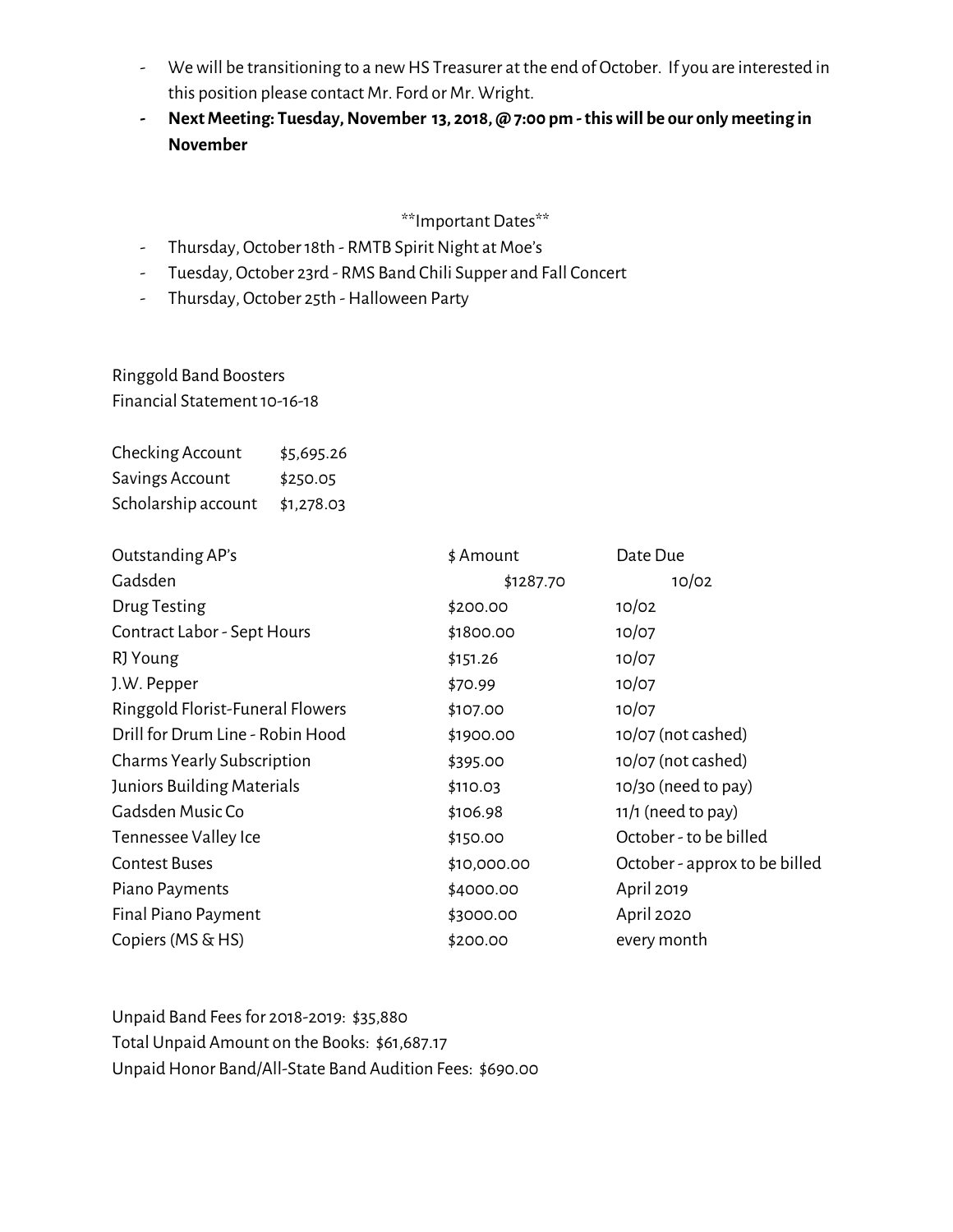- We will be transitioning to a new HS Treasurer at the end of October. If you are interested in this position please contact Mr. Ford or Mr. Wright.
- **Next Meeting: Tuesday, November 13, 2018, @ 7:00 pm - this will be our only meeting in November**

**Important Dates**

- Thursday, October 18th - RMTB Spirit Night at Moe's
- Tuesday, October 23rd - RMS Band Chili Supper and Fall Concert
- Thursday, October 25th - Halloween Party

Ringgold Band Boosters
Financial Statement 10-16-18

| | |
|---|---|
| Checking Account | $5,695.26 |
| Savings Account | $250.05 |
| Scholarship account | $1,278.03 |

| Outstanding AP's | $ Amount | Date Due |
|---|---|---|
| Gadsden | $1287.70 | 10/02 |
| Drug Testing | $200.00 | 10/02 |
| Contract Labor - Sept Hours | $1800.00 | 10/07 |
| RJ Young | $151.26 | 10/07 |
| J.W. Pepper | $70.99 | 10/07 |
| Ringgold Florist-Funeral Flowers | $107.00 | 10/07 |
| Drill for Drum Line - Robin Hood | $1900.00 | 10/07 (not cashed) |
| Charms Yearly Subscription | $395.00 | 10/07 (not cashed) |
| Juniors Building Materials | $110.03 | 10/30 (need to pay) |
| Gadsden Music Co | $106.98 | 11/1 (need to pay) |
| Tennessee Valley Ice | $150.00 | October - to be billed |
| Contest Buses | $10,000.00 | October - approx to be billed |
| Piano Payments | $4000.00 | April 2019 |
| Final Piano Payment | $3000.00 | April 2020 |
| Copiers (MS & HS) | $200.00 | every month |

Unpaid Band Fees for 2018-2019: $35,880
Total Unpaid Amount on the Books: $61,687.17
Unpaid Honor Band/All-State Band Audition Fees: $690.00